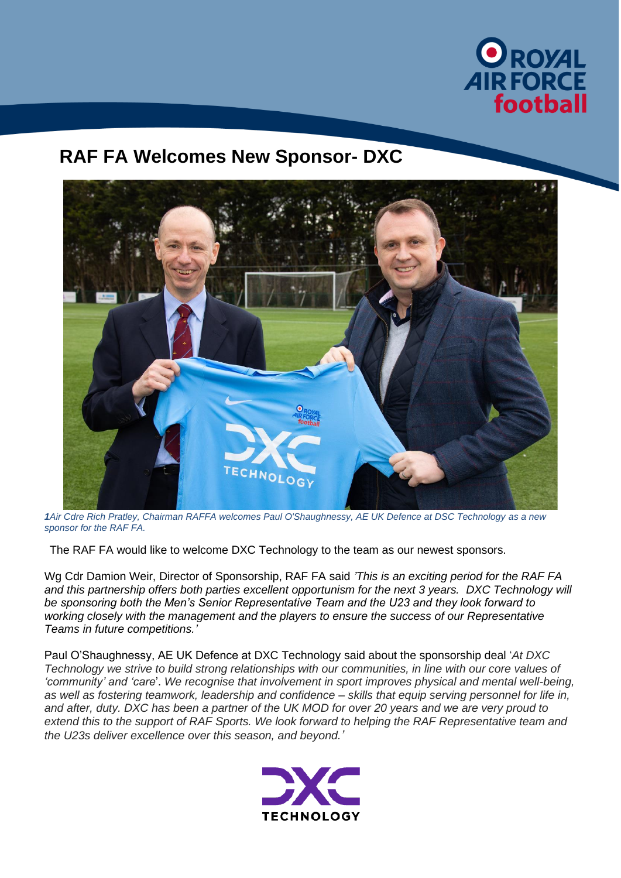# RAF FA Welcomes New Sponsor- DXC

*1Air Cdre Rich Pratley, Chairman RAFFA welcomes Paul O'Shaughnessy, AE UK Defence at DSC Technology as a new sponsor for the RAF FA.*

The RAF FA would like to welcome DXC Technology to the team as our newest sponsors.

Wg Cdr Damion Weir, Director of Sponsorship, RAF FA said *'This is an exciting period for the RAF FA and this partnership offers both parties excellent opportunism for the next 3 years. DXC Technology will be sponsoring both the Men's Senior Representative Team and the U23 and they look forward to working closely with the management and the players to ensure the success of our Representative Teams in future competitions.'*

Paul O'Shaughnessy, AE UK Defence at DXC Technology said about the sponsorship deal '*At DXC Technology we strive to build strong relationships with our communities, in line with our core values of 'community' and 'care*'. *We recognise that involvement in sport improves physical and mental well-being, as well as fostering teamwork, leadership and confidence – skills that equip serving personnel for life in, and after, duty. DXC has been a partner of the UK MOD for over 20 years and we are very proud to extend this to the support of RAF Sports. We look forward to helping the RAF Representative team and the U23s deliver excellence over this season, and beyond.'*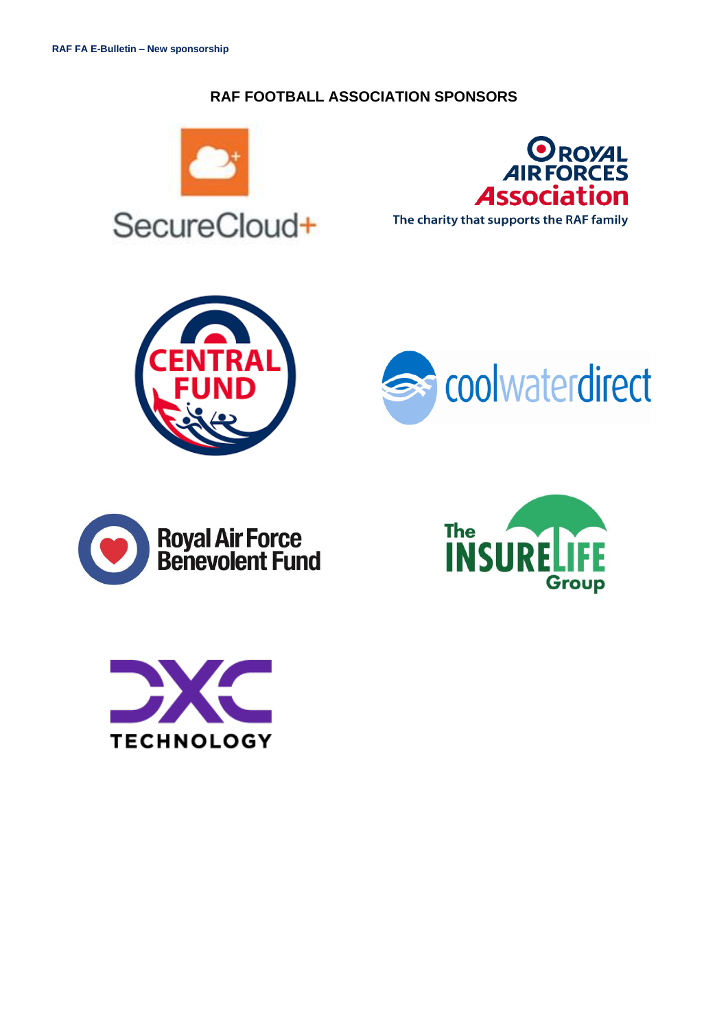## RAF FOOTBALL ASSOCIATION SPONSORS

SecureCloud+

Royal Air Forces Association
The charity that supports the RAF family

Central Fund

coolwaterdirect

Royal Air Force Benevolent Fund

The InsureLife Group

DXC Technology